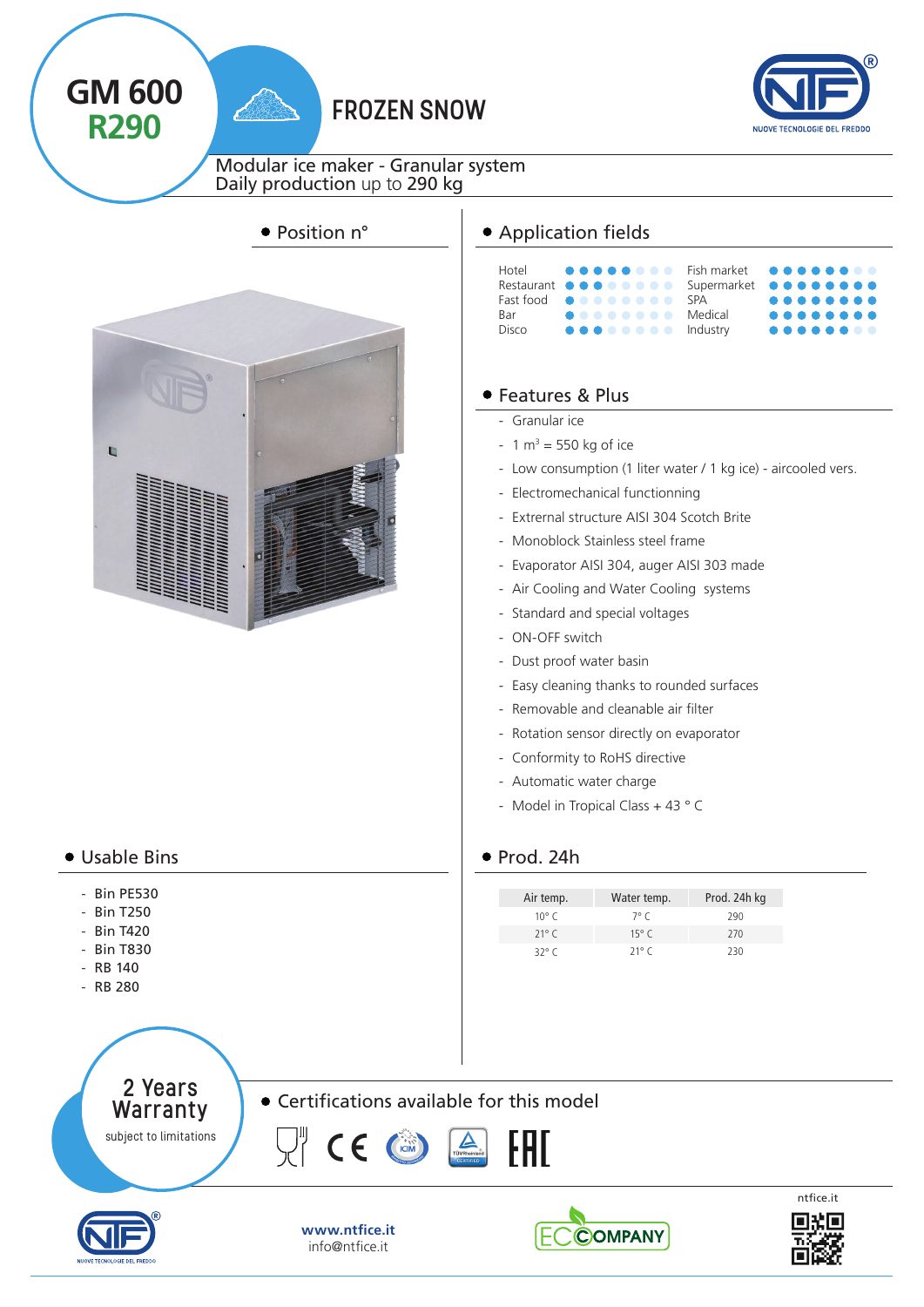# GM 600 R290

## FROZEN SNOW

Modular ice maker - Granular system
Daily production up to **290 kg**

### Position n°

### Application fields

| | | | |
|---|---|---|---|
| Hotel | ●●●●●○○○ | Fish market | ●●●●●●○○ |
| Restaurant | ●●●○○○○○ | Supermarket | ●●●●●●●● |
| Fast food | ●○○○○○○○ | SPA | ●●●●●●●● |
| Bar | ●○○○○○○○ | Medical | ●●●●●●●● |
| Disco | ●●●○○○○○ | Industry | ●●●●●●○○ |

### Features & Plus

- Granular ice
- 1 $m^3$ = 550 kg of ice
- Low consumption (1 liter water / 1 kg ice) - aircooled vers.
- Electromechanical functionning
- Extrernal structure AISI 304 Scotch Brite
- Monoblock Stainless steel frame
- Evaporator AISI 304, auger AISI 303 made
- Air Cooling and Water Cooling systems
- Standard and special voltages
- ON-OFF switch
- Dust proof water basin
- Easy cleaning thanks to rounded surfaces
- Removable and cleanable air filter
- Rotation sensor directly on evaporator
- Conformity to RoHS directive
- Automatic water charge
- Model in Tropical Class + 43 ° C

### Usable Bins

- Bin PE530
- Bin T250
- Bin T420
- Bin T830
- RB 140
- RB 280

### Prod. 24h

| Air temp. | Water temp. | Prod. 24h kg |
|---|---|---|
| 10° C | 7° C | 290 |
| 21° C | 15° C | 270 |
| 32° C | 21° C | 230 |

**2 Years Warranty**
subject to limitations

### Certifications available for this model

**www.ntfice.it**
info@ntfice.it

ntfice.it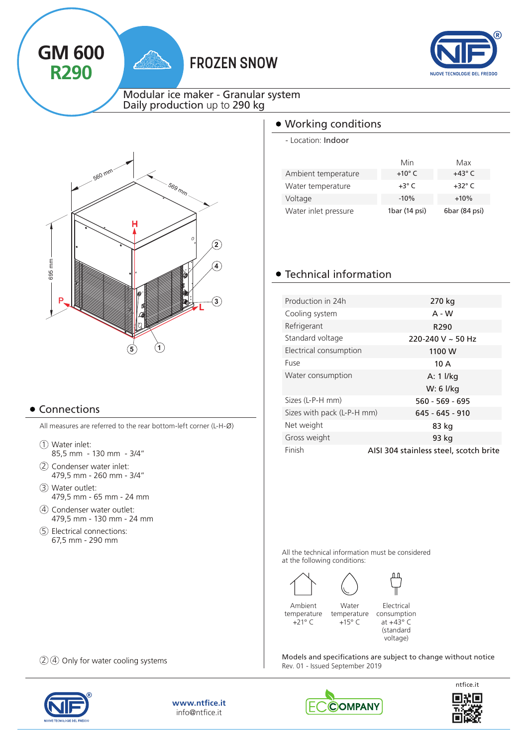# GM 600 R290

## FROZEN SNOW

Modular ice maker - Granular system
Daily production up to **290 kg**

560 mm
569 mm
695 mm
H
P
L
2
4
3
5
1

## Working conditions

- Location: **Indoor**

| | Min | Max |
|---|---|---|
| Ambient temperature | +10° C | +43° C |
| Water temperature | +3° C | +32° C |
| Voltage | -10% | +10% |
| Water inlet pressure | 1bar (14 psi) | 6bar (84 psi) |

## Technical information

| | |
|---|---|
| Production in 24h | 270 kg |
| Cooling system | A - W |
| Refrigerant | R290 |
| Standard voltage | 220-240 V ~ 50 Hz |
| Electrical consumption | 1100 W |
| Fuse | 10 A |
| Water consumption | A: 1 l/kg<br>W: 6 l/kg |
| Sizes (L-P-H mm) | 560 - 569 - 695 |
| Sizes with pack (L-P-H mm) | 645 - 645 - 910 |
| Net weight | 83 kg |
| Gross weight | 93 kg |
| Finish | AISI 304 stainless steel, scotch brite |

## Connections

All measures are referred to the rear bottom-left corner (L-H-Ø)

1. Water inlet:
   85,5 mm - 130 mm - 3/4"
2. Condenser water inlet:
   479,5 mm - 260 mm - 3/4"
3. Water outlet:
   479,5 mm - 65 mm - 24 mm
4. Condenser water outlet:
   479,5 mm - 130 mm - 24 mm
5. Electrical connections:
   67,5 mm - 290 mm

② ④ Only for water cooling systems

All the technical information must be considered at the following conditions:

Ambient temperature +21° C

Water temperature +15° C

Electrical consumption at +43° C (standard voltage)

Models and specifications are subject to change without notice
Rev. 01 - Issued September 2019

NUOVE TECNOLOGIE DEL FREDDO

www.ntfice.it
info@ntfice.it

ECOMPANY

ntfice.it